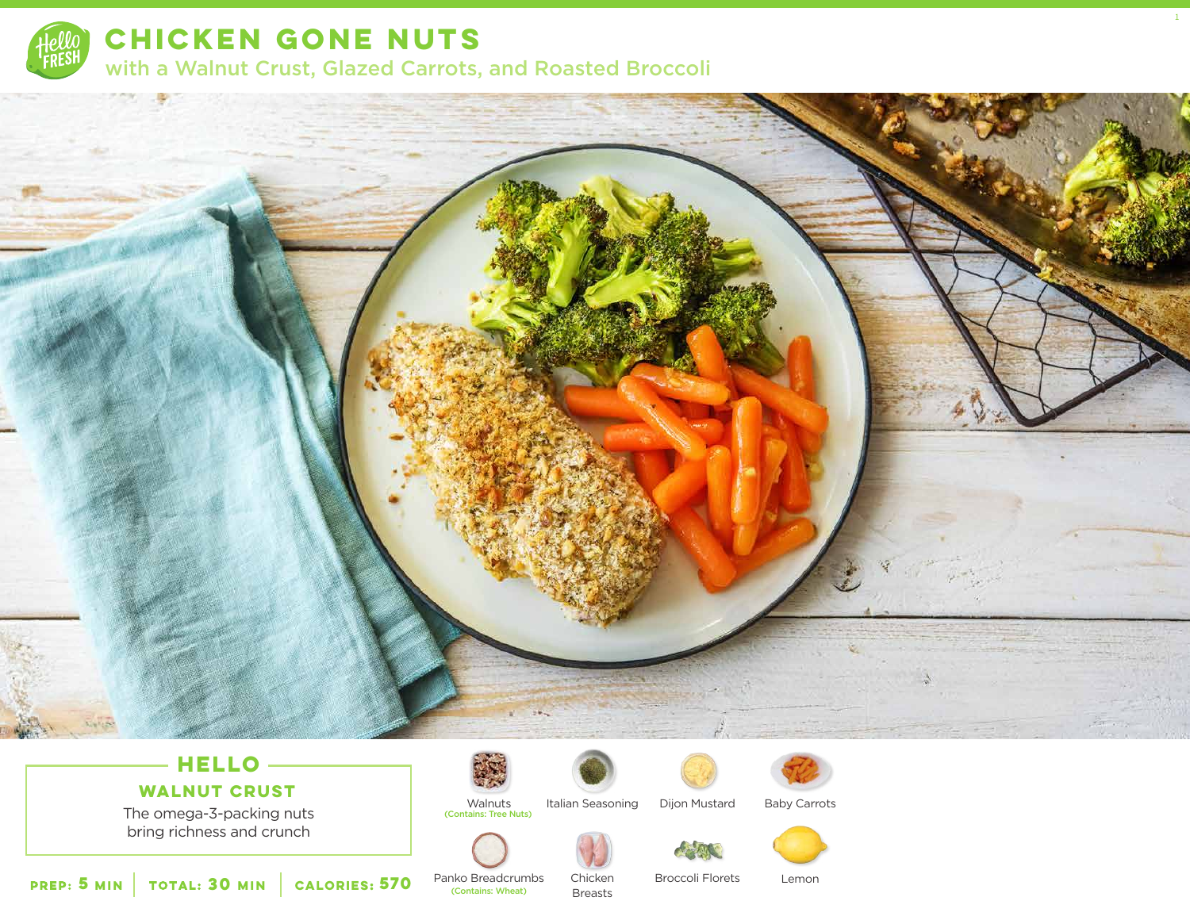# CHICKEN GONE NUTS

## with a Walnut Crust, Glazed Carrots, and Roasted Broccoli

### HELLO

**WALNUT CRUST**

The omega-3-packing nuts bring richness and crunch

**PREP: 5 MIN** | **TOTAL: 30 MIN** | **CALORIES: 570**

- Walnuts (Contains: Tree Nuts)
- Italian Seasoning
- Dijon Mustard
- Baby Carrots
- Panko Breadcrumbs (Contains: Wheat)
- Chicken Breasts
- Broccoli Florets
- Lemon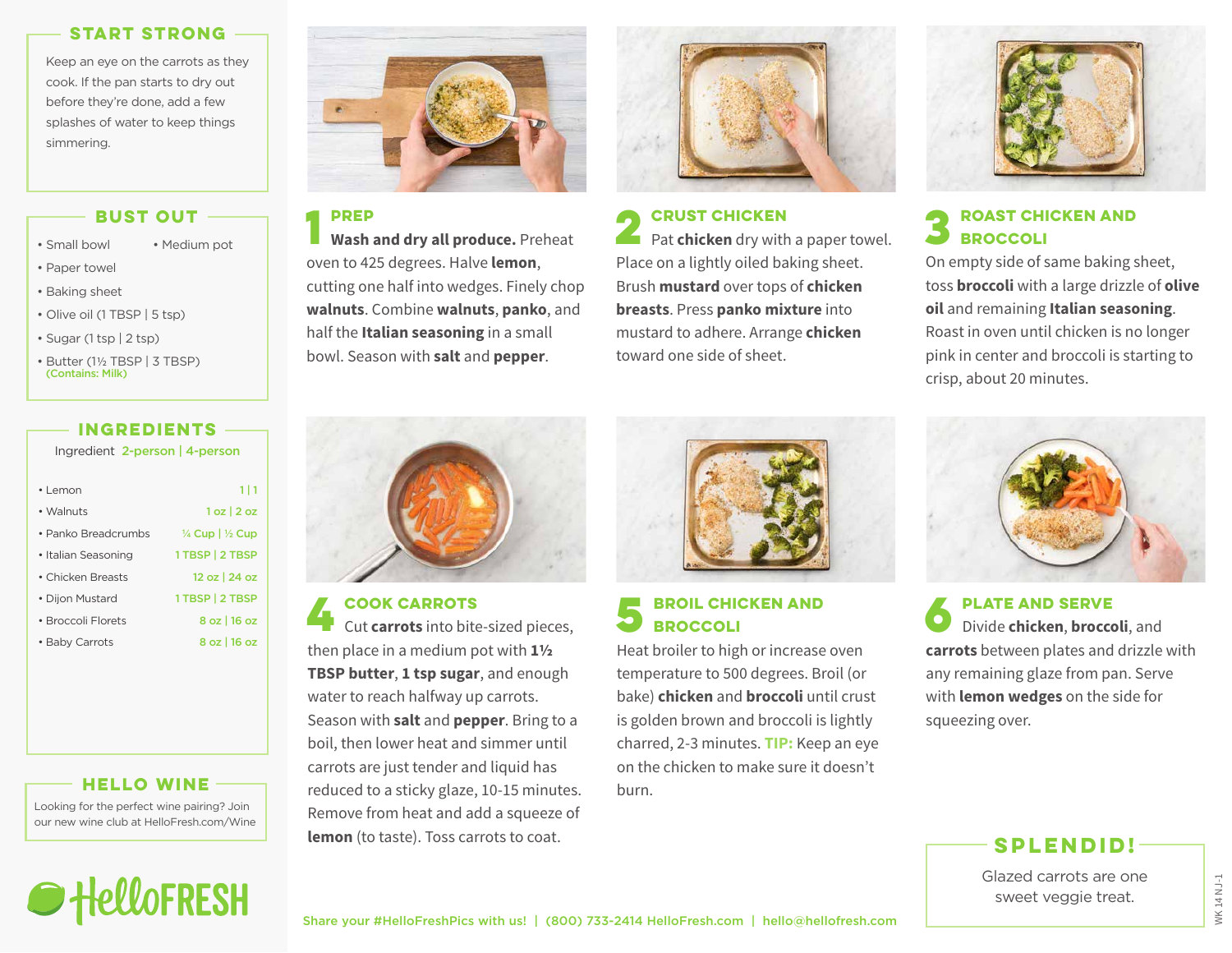## START STRONG

Keep an eye on the carrots as they cook. If the pan starts to dry out before they're done, add a few splashes of water to keep things simmering.

## BUST OUT

- Small bowl
- Medium pot
- Paper towel
- Baking sheet
- Olive oil (1 TBSP | 5 tsp)
- Sugar (1 tsp | 2 tsp)
- Butter (1½ TBSP | 3 TBSP) (Contains: Milk)

## INGREDIENTS

| Ingredient | 2-person \| 4-person |
|---|---|
| Lemon | 1 \| 1 |
| Walnuts | 1 oz \| 2 oz |
| Panko Breadcrumbs | ¼ Cup \| ½ Cup |
| Italian Seasoning | 1 TBSP \| 2 TBSP |
| Chicken Breasts | 12 oz \| 24 oz |
| Dijon Mustard | 1 TBSP \| 2 TBSP |
| Broccoli Florets | 8 oz \| 16 oz |
| Baby Carrots | 8 oz \| 16 oz |

## HELLO WINE

Looking for the perfect wine pairing? Join our new wine club at HelloFresh.com/Wine

HelloFRESH

## 1 PREP

**Wash and dry all produce.** Preheat oven to 425 degrees. Halve **lemon**, cutting one half into wedges. Finely chop **walnuts**. Combine **walnuts**, **panko**, and half the **Italian seasoning** in a small bowl. Season with **salt** and **pepper**.

## 2 CRUST CHICKEN

Pat **chicken** dry with a paper towel. Place on a lightly oiled baking sheet. Brush **mustard** over tops of **chicken breasts**. Press **panko mixture** into mustard to adhere. Arrange **chicken** toward one side of sheet.

## 3 ROAST CHICKEN AND BROCCOLI

On empty side of same baking sheet, toss **broccoli** with a large drizzle of **olive oil** and remaining **Italian seasoning**. Roast in oven until chicken is no longer pink in center and broccoli is starting to crisp, about 20 minutes.

## 4 COOK CARROTS

Cut **carrots** into bite-sized pieces, then place in a medium pot with **1½ TBSP butter**, **1 tsp sugar**, and enough water to reach halfway up carrots. Season with **salt** and **pepper**. Bring to a boil, then lower heat and simmer until carrots are just tender and liquid has reduced to a sticky glaze, 10-15 minutes. Remove from heat and add a squeeze of **lemon** (to taste). Toss carrots to coat.

## 5 BROIL CHICKEN AND BROCCOLI

Heat broiler to high or increase oven temperature to 500 degrees. Broil (or bake) **chicken** and **broccoli** until crust is golden brown and broccoli is lightly charred, 2-3 minutes. **TIP:** Keep an eye on the chicken to make sure it doesn't burn.

## 6 PLATE AND SERVE

Divide **chicken**, **broccoli**, and **carrots** between plates and drizzle with any remaining glaze from pan. Serve with **lemon wedges** on the side for squeezing over.

## SPLENDID!

Glazed carrots are one sweet veggie treat.

Share your #HelloFreshPics with us! | (800) 733-2414 HelloFresh.com | hello@hellofresh.com

WK 14 NJ-1